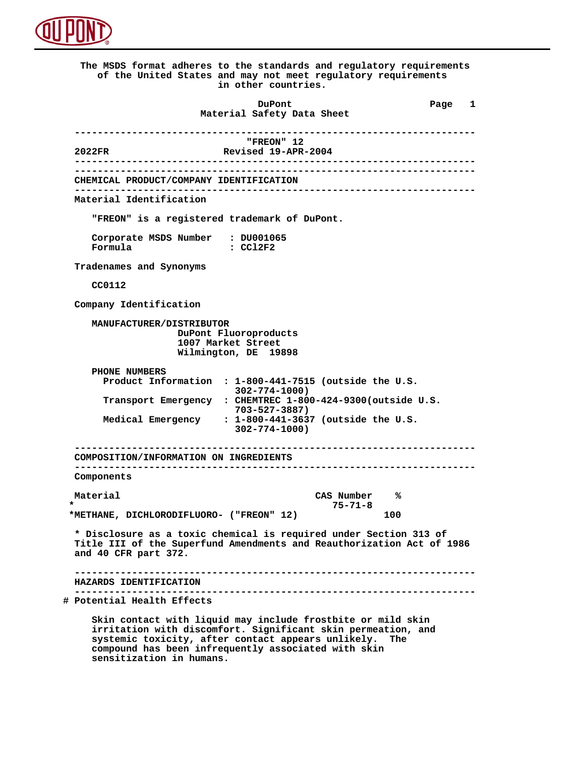The MSDS format adheres to the standards and regulatory requirements of the United States and may not meet regulatory requirements in other countries.

DuPont
Material Safety Data Sheet

---

"FREON" 12

2022FR Revised 19-APR-2004

---

## CHEMICAL PRODUCT/COMPANY IDENTIFICATION

---

### Material Identification

"FREON" is a registered trademark of DuPont.

Corporate MSDS Number : DU001065
Formula : $CCl_2F_2$

### Tradenames and Synonyms

CC0112

### Company Identification

MANUFACTURER/DISTRIBUTOR
DuPont Fluoroproducts
1007 Market Street
Wilmington, DE 19898

PHONE NUMBERS
Product Information : 1-800-441-7515 (outside the U.S. 302-774-1000)
Transport Emergency : CHEMTREC 1-800-424-9300(outside U.S. 703-527-3887)
Medical Emergency : 1-800-441-3637 (outside the U.S. 302-774-1000)

---

## COMPOSITION/INFORMATION ON INGREDIENTS

---

### Components

| Material | CAS Number | % |
|---|---|---|
| *METHANE, DICHLORODIFLUORO- ("FREON" 12) | 75-71-8 | 100 |

* Disclosure as a toxic chemical is required under Section 313 of Title III of the Superfund Amendments and Reauthorization Act of 1986 and 40 CFR part 372.

---

## HAZARDS IDENTIFICATION

---

### # Potential Health Effects

Skin contact with liquid may include frostbite or mild skin irritation with discomfort. Significant skin permeation, and systemic toxicity, after contact appears unlikely. The compound has been infrequently associated with skin sensitization in humans.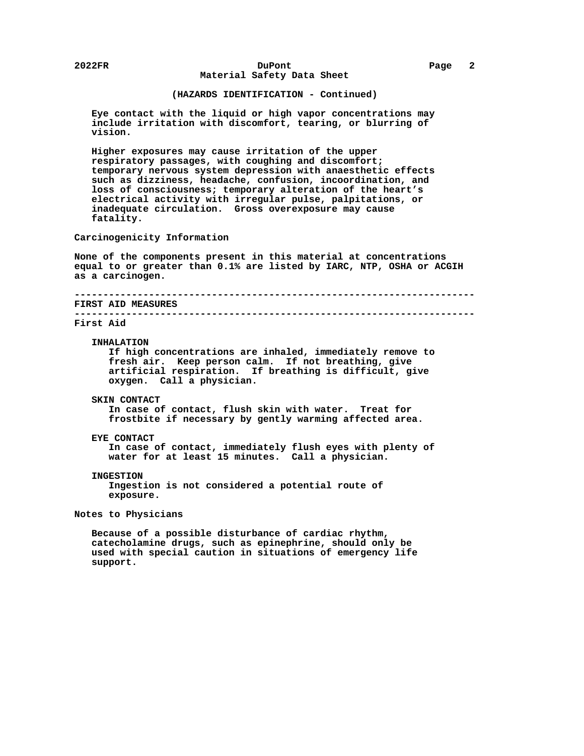(HAZARDS IDENTIFICATION - Continued)

Eye contact with the liquid or high vapor concentrations may include irritation with discomfort, tearing, or blurring of vision.

Higher exposures may cause irritation of the upper respiratory passages, with coughing and discomfort; temporary nervous system depression with anaesthetic effects such as dizziness, headache, confusion, incoordination, and loss of consciousness; temporary alteration of the heart's electrical activity with irregular pulse, palpitations, or inadequate circulation. Gross overexposure may cause fatality.

### Carcinogenicity Information

None of the components present in this material at concentrations equal to or greater than 0.1% are listed by IARC, NTP, OSHA or ACGIH as a carcinogen.

---

## FIRST AID MEASURES

---

### First Aid

**INHALATION**

If high concentrations are inhaled, immediately remove to fresh air. Keep person calm. If not breathing, give artificial respiration. If breathing is difficult, give oxygen. Call a physician.

**SKIN CONTACT**

In case of contact, flush skin with water. Treat for frostbite if necessary by gently warming affected area.

**EYE CONTACT**

In case of contact, immediately flush eyes with plenty of water for at least 15 minutes. Call a physician.

**INGESTION**

Ingestion is not considered a potential route of exposure.

### Notes to Physicians

Because of a possible disturbance of cardiac rhythm, catecholamine drugs, such as epinephrine, should only be used with special caution in situations of emergency life support.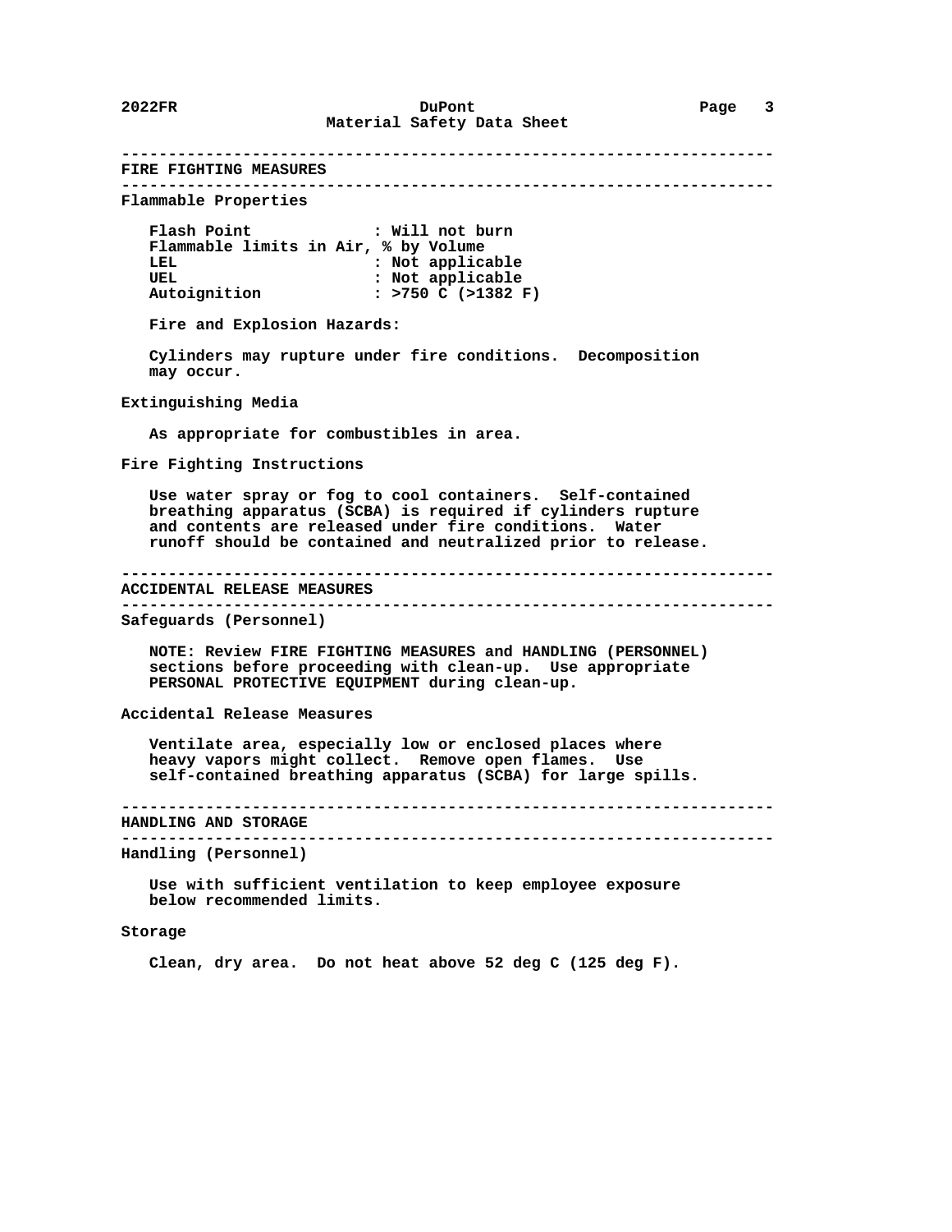## FIRE FIGHTING MEASURES

### Flammable Properties

Flash Point : Will not burn
Flammable limits in Air, % by Volume
LEL : Not applicable
UEL : Not applicable
Autoignition : >750 C (>1382 F)

Fire and Explosion Hazards:

Cylinders may rupture under fire conditions. Decomposition may occur.

### Extinguishing Media

As appropriate for combustibles in area.

### Fire Fighting Instructions

Use water spray or fog to cool containers. Self-contained breathing apparatus (SCBA) is required if cylinders rupture and contents are released under fire conditions. Water runoff should be contained and neutralized prior to release.

## ACCIDENTAL RELEASE MEASURES

### Safeguards (Personnel)

NOTE: Review FIRE FIGHTING MEASURES and HANDLING (PERSONNEL) sections before proceeding with clean-up. Use appropriate PERSONAL PROTECTIVE EQUIPMENT during clean-up.

### Accidental Release Measures

Ventilate area, especially low or enclosed places where heavy vapors might collect. Remove open flames. Use self-contained breathing apparatus (SCBA) for large spills.

## HANDLING AND STORAGE

### Handling (Personnel)

Use with sufficient ventilation to keep employee exposure below recommended limits.

### Storage

Clean, dry area. Do not heat above 52 deg C (125 deg F).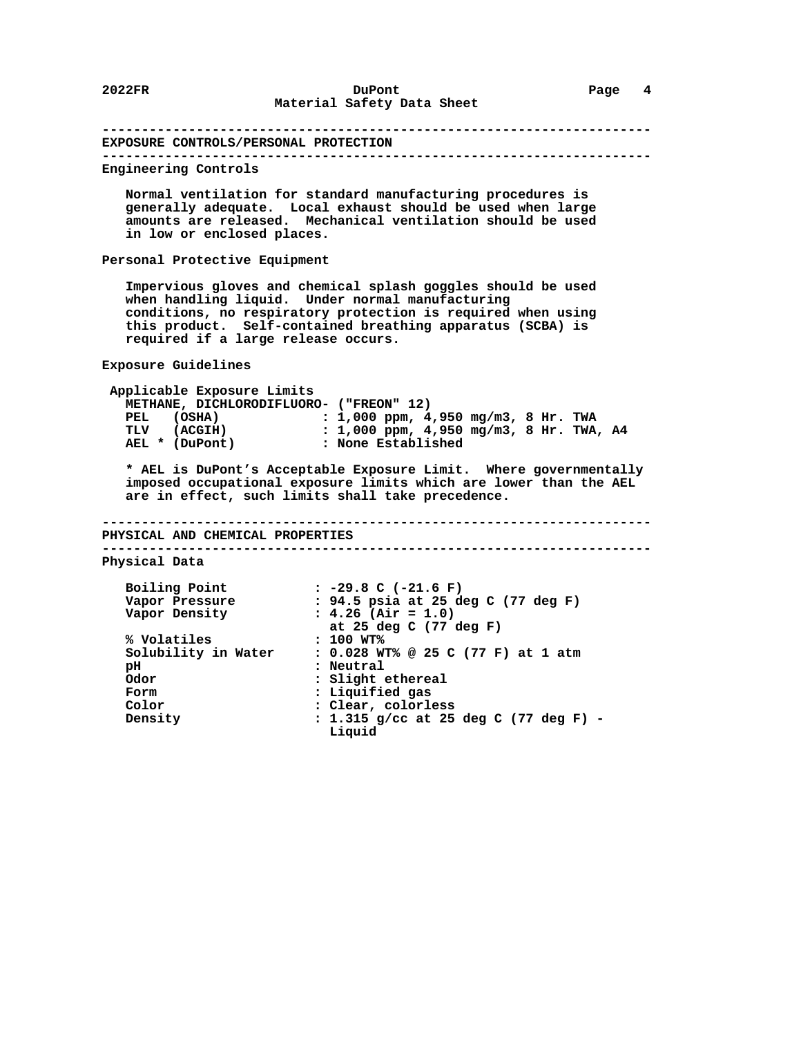## EXPOSURE CONTROLS/PERSONAL PROTECTION

### Engineering Controls

Normal ventilation for standard manufacturing procedures is generally adequate. Local exhaust should be used when large amounts are released. Mechanical ventilation should be used in low or enclosed places.

### Personal Protective Equipment

Impervious gloves and chemical splash goggles should be used when handling liquid. Under normal manufacturing conditions, no respiratory protection is required when using this product. Self-contained breathing apparatus (SCBA) is required if a large release occurs.

### Exposure Guidelines

Applicable Exposure Limits

METHANE, DICHLORODIFLUORO- ("FREON" 12)

| | |
|---|---|
| PEL (OSHA) | : 1,000 ppm, 4,950 mg/m3, 8 Hr. TWA |
| TLV (ACGIH) | : 1,000 ppm, 4,950 mg/m3, 8 Hr. TWA, A4 |
| AEL * (DuPont) | : None Established |

* AEL is DuPont's Acceptable Exposure Limit. Where governmentally imposed occupational exposure limits which are lower than the AEL are in effect, such limits shall take precedence.

## PHYSICAL AND CHEMICAL PROPERTIES

### Physical Data

| | |
|---|---|
| Boiling Point | : -29.8 C (-21.6 F) |
| Vapor Pressure | : 94.5 psia at 25 deg C (77 deg F) |
| Vapor Density | : 4.26 (Air = 1.0) at 25 deg C (77 deg F) |
| % Volatiles | : 100 WT% |
| Solubility in Water | : 0.028 WT% @ 25 C (77 F) at 1 atm |
| pH | : Neutral |
| Odor | : Slight ethereal |
| Form | : Liquified gas |
| Color | : Clear, colorless |
| Density | : 1.315 g/cc at 25 deg C (77 deg F) - Liquid |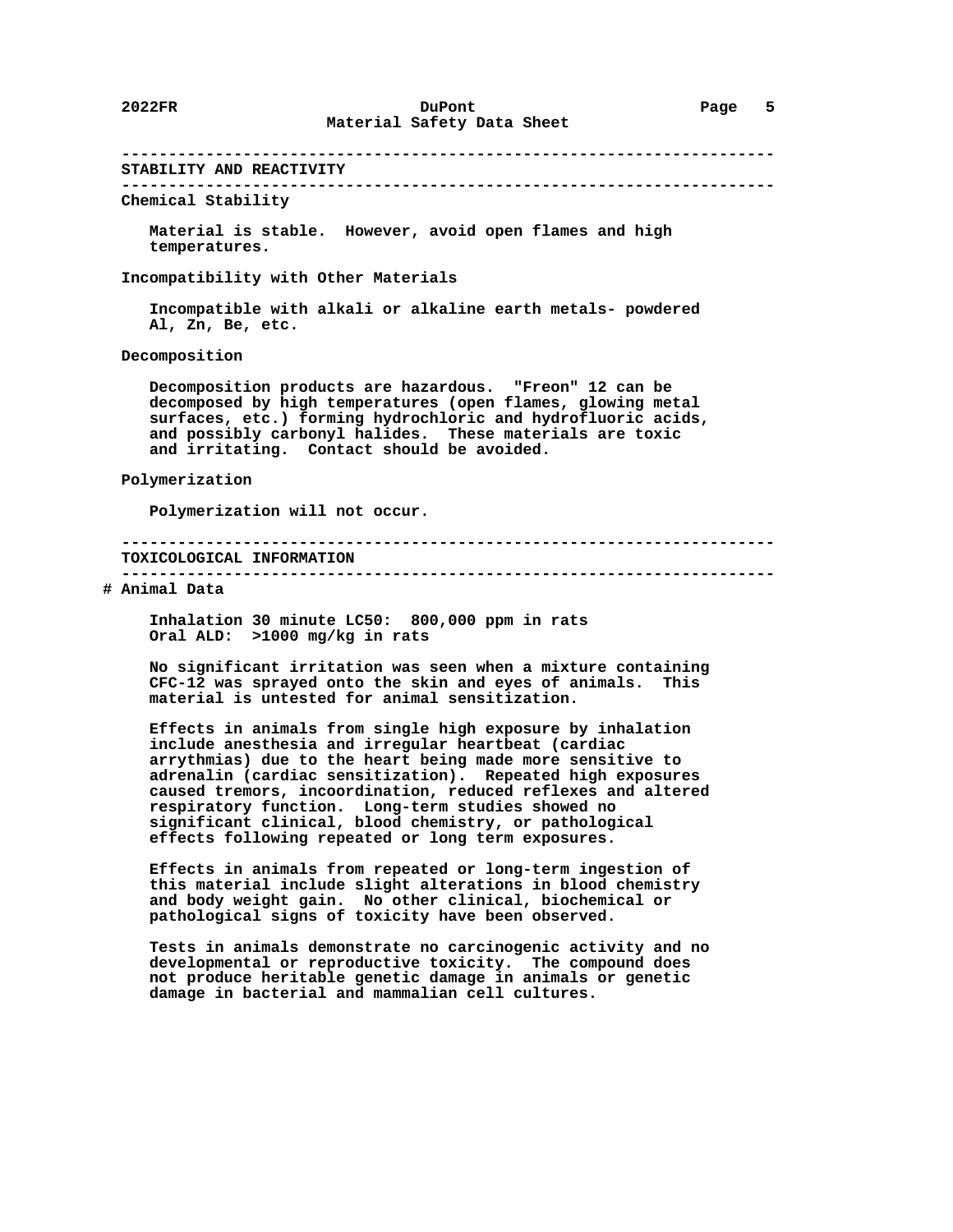## STABILITY AND REACTIVITY

**Chemical Stability**

Material is stable. However, avoid open flames and high temperatures.

**Incompatibility with Other Materials**

Incompatible with alkali or alkaline earth metals- powdered Al, Zn, Be, etc.

**Decomposition**

Decomposition products are hazardous. "Freon" 12 can be decomposed by high temperatures (open flames, glowing metal surfaces, etc.) forming hydrochloric and hydrofluoric acids, and possibly carbonyl halides. These materials are toxic and irritating. Contact should be avoided.

**Polymerization**

Polymerization will not occur.

## TOXICOLOGICAL INFORMATION

**# Animal Data**

Inhalation 30 minute LC50: 800,000 ppm in rats
Oral ALD: >1000 mg/kg in rats

No significant irritation was seen when a mixture containing CFC-12 was sprayed onto the skin and eyes of animals. This material is untested for animal sensitization.

Effects in animals from single high exposure by inhalation include anesthesia and irregular heartbeat (cardiac arrythmias) due to the heart being made more sensitive to adrenalin (cardiac sensitization). Repeated high exposures caused tremors, incoordination, reduced reflexes and altered respiratory function. Long-term studies showed no significant clinical, blood chemistry, or pathological effects following repeated or long term exposures.

Effects in animals from repeated or long-term ingestion of this material include slight alterations in blood chemistry and body weight gain. No other clinical, biochemical or pathological signs of toxicity have been observed.

Tests in animals demonstrate no carcinogenic activity and no developmental or reproductive toxicity. The compound does not produce heritable genetic damage in animals or genetic damage in bacterial and mammalian cell cultures.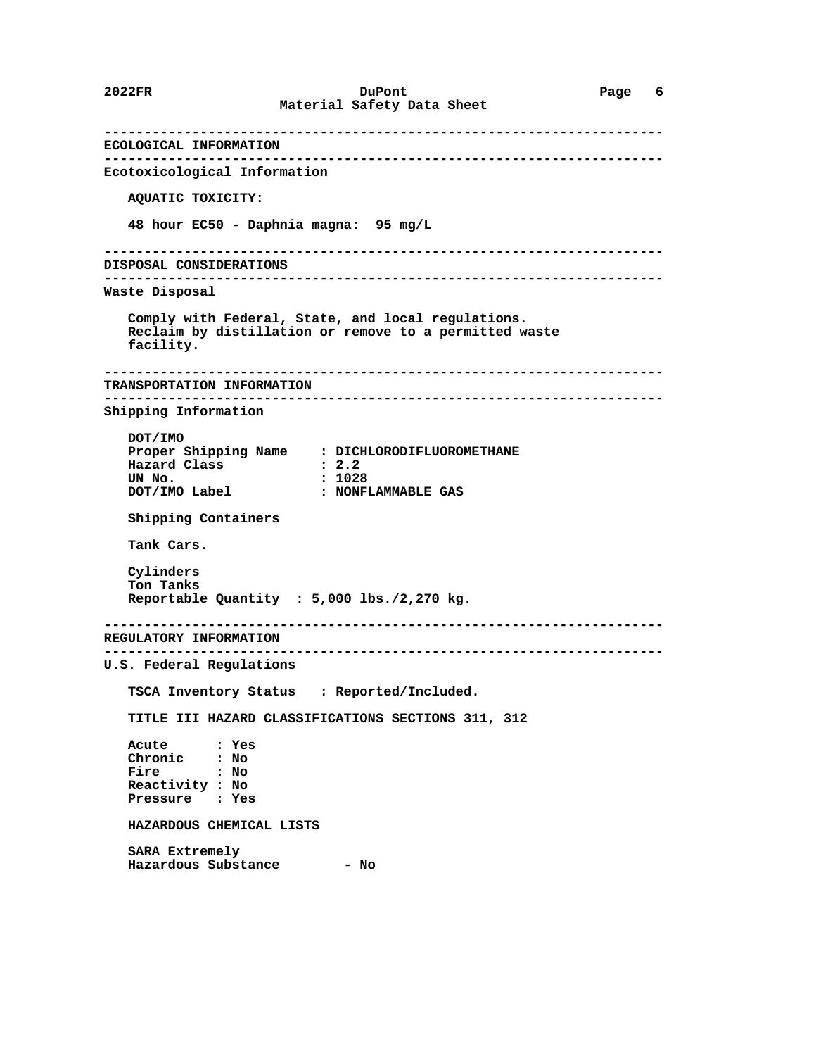## ECOLOGICAL INFORMATION

### Ecotoxicological Information

**AQUATIC TOXICITY:**

48 hour EC50 - Daphnia magna: 95 mg/L

## DISPOSAL CONSIDERATIONS

### Waste Disposal

Comply with Federal, State, and local regulations.
Reclaim by distillation or remove to a permitted waste facility.

## TRANSPORTATION INFORMATION

### Shipping Information

DOT/IMO

| | |
|---|---|
| Proper Shipping Name | : DICHLORODIFLUOROMETHANE |
| Hazard Class | : 2.2 |
| UN No. | : 1028 |
| DOT/IMO Label | : NONFLAMMABLE GAS |

Shipping Containers

Tank Cars.

Cylinders
Ton Tanks
Reportable Quantity : 5,000 lbs./2,270 kg.

## REGULATORY INFORMATION

### U.S. Federal Regulations

TSCA Inventory Status : Reported/Included.

TITLE III HAZARD CLASSIFICATIONS SECTIONS 311, 312

| | |
|---|---|
| Acute | : Yes |
| Chronic | : No |
| Fire | : No |
| Reactivity | : No |
| Pressure | : Yes |

HAZARDOUS CHEMICAL LISTS

SARA Extremely Hazardous Substance - No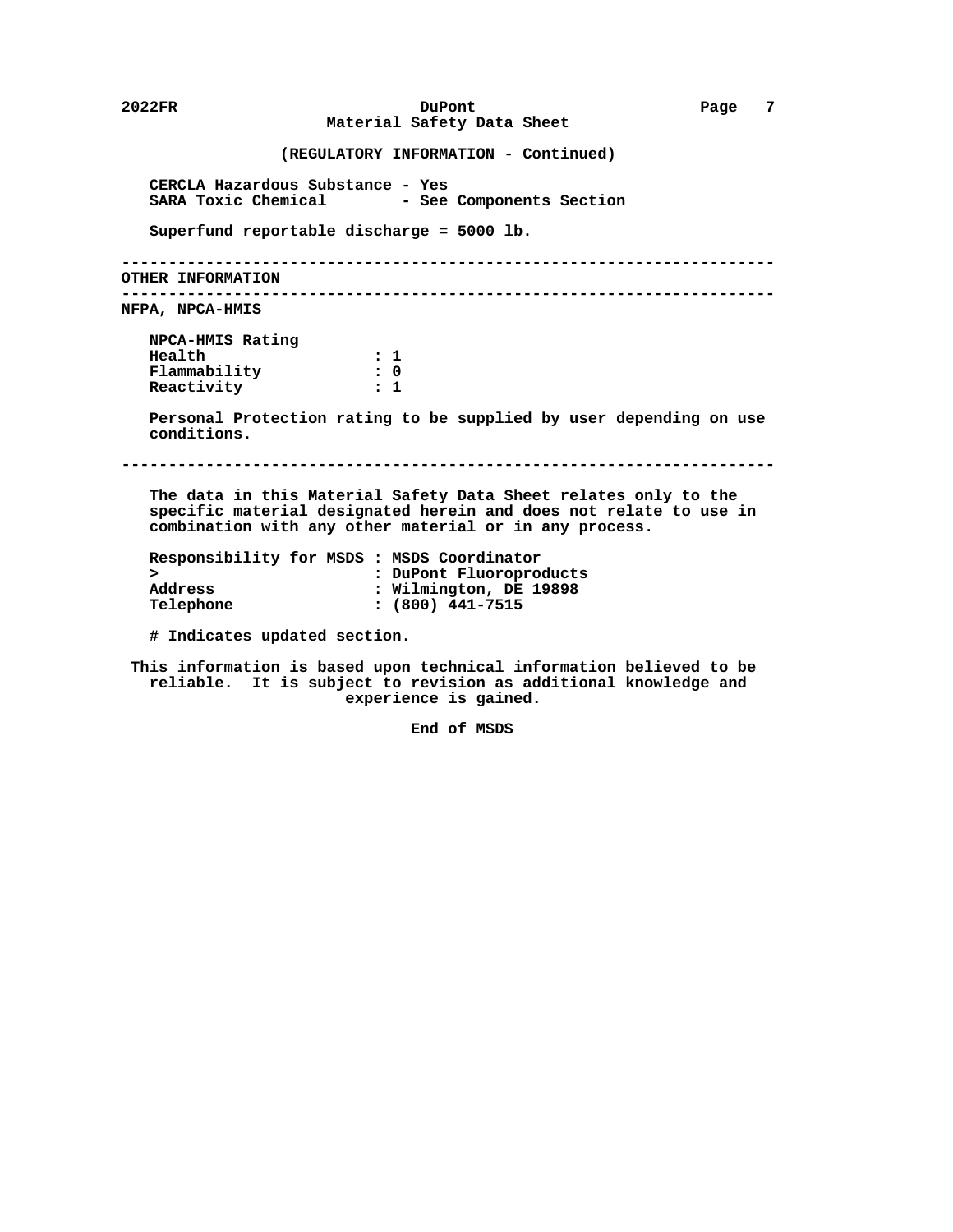(REGULATORY INFORMATION - Continued)

CERCLA Hazardous Substance - Yes
SARA Toxic Chemical - See Components Section

Superfund reportable discharge = 5000 lb.

---

## OTHER INFORMATION

---

### NFPA, NPCA-HMIS

NPCA-HMIS Rating

| | |
|---|---|
| Health | : 1 |
| Flammability | : 0 |
| Reactivity | : 1 |

Personal Protection rating to be supplied by user depending on use conditions.

---

The data in this Material Safety Data Sheet relates only to the specific material designated herein and does not relate to use in combination with any other material or in any process.

| | |
|---|---|
| Responsibility for MSDS | : MSDS Coordinator |
| > | : DuPont Fluoroproducts |
| Address | : Wilmington, DE 19898 |
| Telephone | : (800) 441-7515 |

# Indicates updated section.

This information is based upon technical information believed to be reliable. It is subject to revision as additional knowledge and experience is gained.

End of MSDS